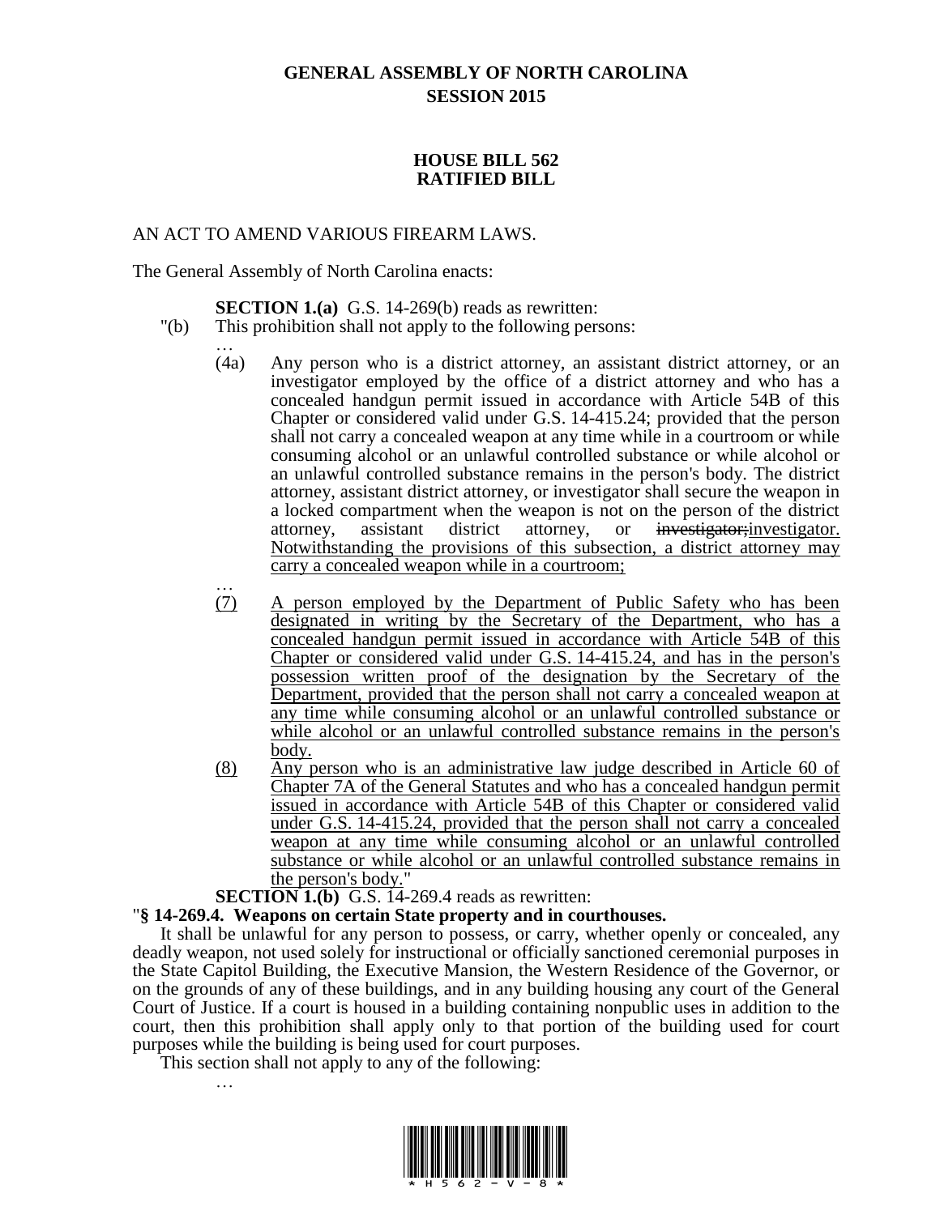# GENERAL ASSEMBLY OF NORTH CAROLINA
# SESSION 2015

## HOUSE BILL 562
## RATIFIED BILL

AN ACT TO AMEND VARIOUS FIREARM LAWS.

The General Assembly of North Carolina enacts:

**SECTION 1.(a)** G.S. 14-269(b) reads as rewritten:

"(b) This prohibition shall not apply to the following persons:

…

(4a) Any person who is a district attorney, an assistant district attorney, or an investigator employed by the office of a district attorney and who has a concealed handgun permit issued in accordance with Article 54B of this Chapter or considered valid under G.S. 14-415.24; provided that the person shall not carry a concealed weapon at any time while in a courtroom or while consuming alcohol or an unlawful controlled substance or while alcohol or an unlawful controlled substance remains in the person's body. The district attorney, assistant district attorney, or investigator shall secure the weapon in a locked compartment when the weapon is not on the person of the district attorney, assistant district attorney, or ~~investigator;~~<u>investigator. Notwithstanding the provisions of this subsection, a district attorney may carry a concealed weapon while in a courtroom;</u>

…

<u>(7) A person employed by the Department of Public Safety who has been designated in writing by the Secretary of the Department, who has a concealed handgun permit issued in accordance with Article 54B of this Chapter or considered valid under G.S. 14-415.24, and has in the person's possession written proof of the designation by the Secretary of the Department, provided that the person shall not carry a concealed weapon at any time while consuming alcohol or an unlawful controlled substance or while alcohol or an unlawful controlled substance remains in the person's body.</u>

<u>(8) Any person who is an administrative law judge described in Article 60 of Chapter 7A of the General Statutes and who has a concealed handgun permit issued in accordance with Article 54B of this Chapter or considered valid under G.S. 14-415.24, provided that the person shall not carry a concealed weapon at any time while consuming alcohol or an unlawful controlled substance or while alcohol or an unlawful controlled substance remains in the person's body.</u>"

**SECTION 1.(b)** G.S. 14-269.4 reads as rewritten:

"**§ 14-269.4. Weapons on certain State property and in courthouses.**

It shall be unlawful for any person to possess, or carry, whether openly or concealed, any deadly weapon, not used solely for instructional or officially sanctioned ceremonial purposes in the State Capitol Building, the Executive Mansion, the Western Residence of the Governor, or on the grounds of any of these buildings, and in any building housing any court of the General Court of Justice. If a court is housed in a building containing nonpublic uses in addition to the court, then this prohibition shall apply only to that portion of the building used for court purposes while the building is being used for court purposes.

This section shall not apply to any of the following:

…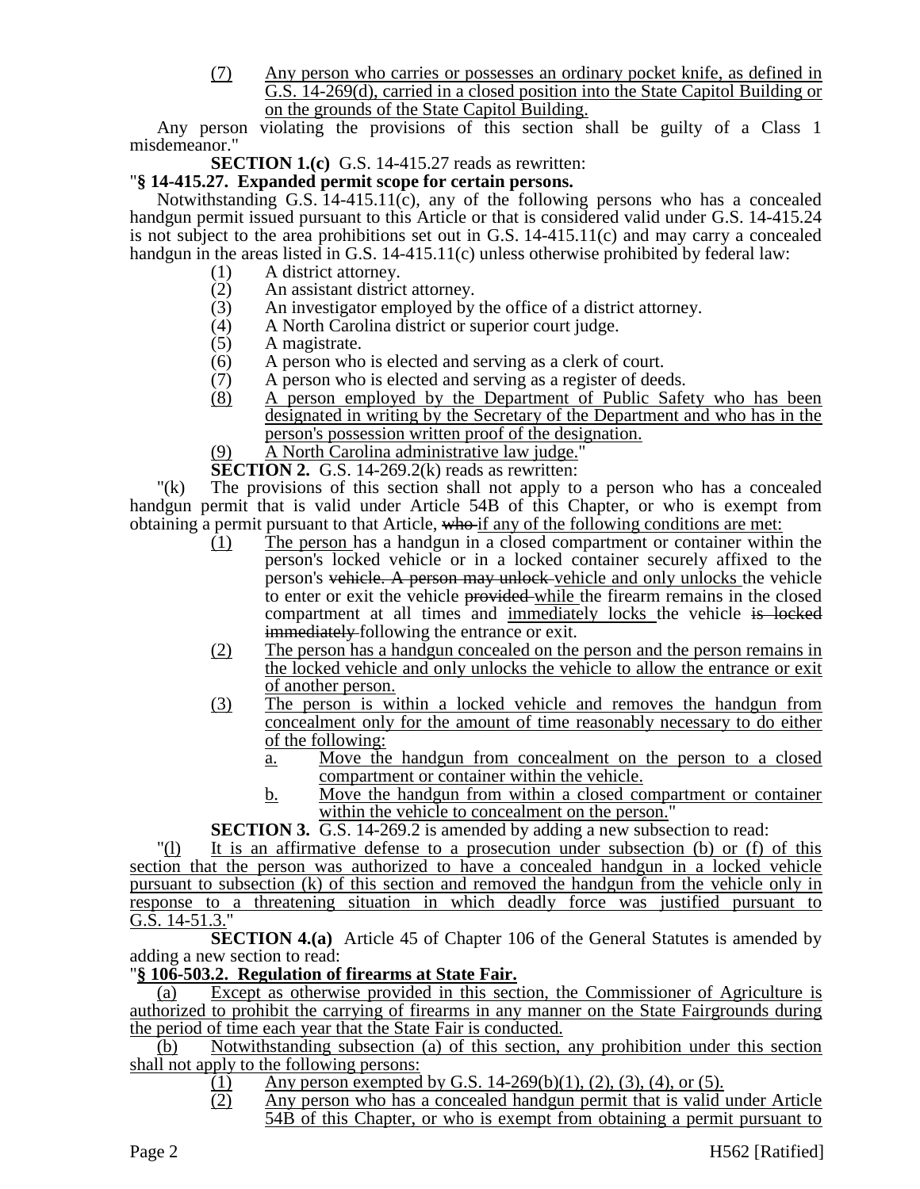(7) Any person who carries or possesses an ordinary pocket knife, as defined in G.S. 14-269(d), carried in a closed position into the State Capitol Building or on the grounds of the State Capitol Building.

Any person violating the provisions of this section shall be guilty of a Class 1 misdemeanor."

**SECTION 1.(c)** G.S. 14-415.27 reads as rewritten:

"**§ 14-415.27. Expanded permit scope for certain persons.**

Notwithstanding G.S. 14-415.11(c), any of the following persons who has a concealed handgun permit issued pursuant to this Article or that is considered valid under G.S. 14-415.24 is not subject to the area prohibitions set out in G.S. 14-415.11(c) and may carry a concealed handgun in the areas listed in G.S. 14-415.11(c) unless otherwise prohibited by federal law:

(1) A district attorney.
(2) An assistant district attorney.
(3) An investigator employed by the office of a district attorney.
(4) A North Carolina district or superior court judge.
(5) A magistrate.
(6) A person who is elected and serving as a clerk of court.
(7) A person who is elected and serving as a register of deeds.
(8) A person employed by the Department of Public Safety who has been designated in writing by the Secretary of the Department and who has in the person's possession written proof of the designation.
(9) A North Carolina administrative law judge."

**SECTION 2.** G.S. 14-269.2(k) reads as rewritten:

"(k) The provisions of this section shall not apply to a person who has a concealed handgun permit that is valid under Article 54B of this Chapter, or who is exempt from obtaining a permit pursuant to that Article, ~~who~~ if any of the following conditions are met:

(1) The person has a handgun in a closed compartment or container within the person's locked vehicle or in a locked container securely affixed to the person's ~~vehicle. A person may unlock~~ vehicle and only unlocks the vehicle to enter or exit the vehicle ~~provided~~ while the firearm remains in the closed compartment at all times and immediately locks the vehicle ~~is locked immediately~~ following the entrance or exit.
(2) The person has a handgun concealed on the person and the person remains in the locked vehicle and only unlocks the vehicle to allow the entrance or exit of another person.
(3) The person is within a locked vehicle and removes the handgun from concealment only for the amount of time reasonably necessary to do either of the following:
    a. Move the handgun from concealment on the person to a closed compartment or container within the vehicle.
    b. Move the handgun from within a closed compartment or container within the vehicle to concealment on the person."

**SECTION 3.** G.S. 14-269.2 is amended by adding a new subsection to read:

"(l) It is an affirmative defense to a prosecution under subsection (b) or (f) of this section that the person was authorized to have a concealed handgun in a locked vehicle pursuant to subsection (k) of this section and removed the handgun from the vehicle only in response to a threatening situation in which deadly force was justified pursuant to G.S. 14-51.3."

**SECTION 4.(a)** Article 45 of Chapter 106 of the General Statutes is amended by adding a new section to read:

"**§ 106-503.2. Regulation of firearms at State Fair.**

(a) Except as otherwise provided in this section, the Commissioner of Agriculture is authorized to prohibit the carrying of firearms in any manner on the State Fairgrounds during the period of time each year that the State Fair is conducted.

(b) Notwithstanding subsection (a) of this section, any prohibition under this section shall not apply to the following persons:

(1) Any person exempted by G.S. 14-269(b)(1), (2), (3), (4), or (5).
(2) Any person who has a concealed handgun permit that is valid under Article 54B of this Chapter, or who is exempt from obtaining a permit pursuant to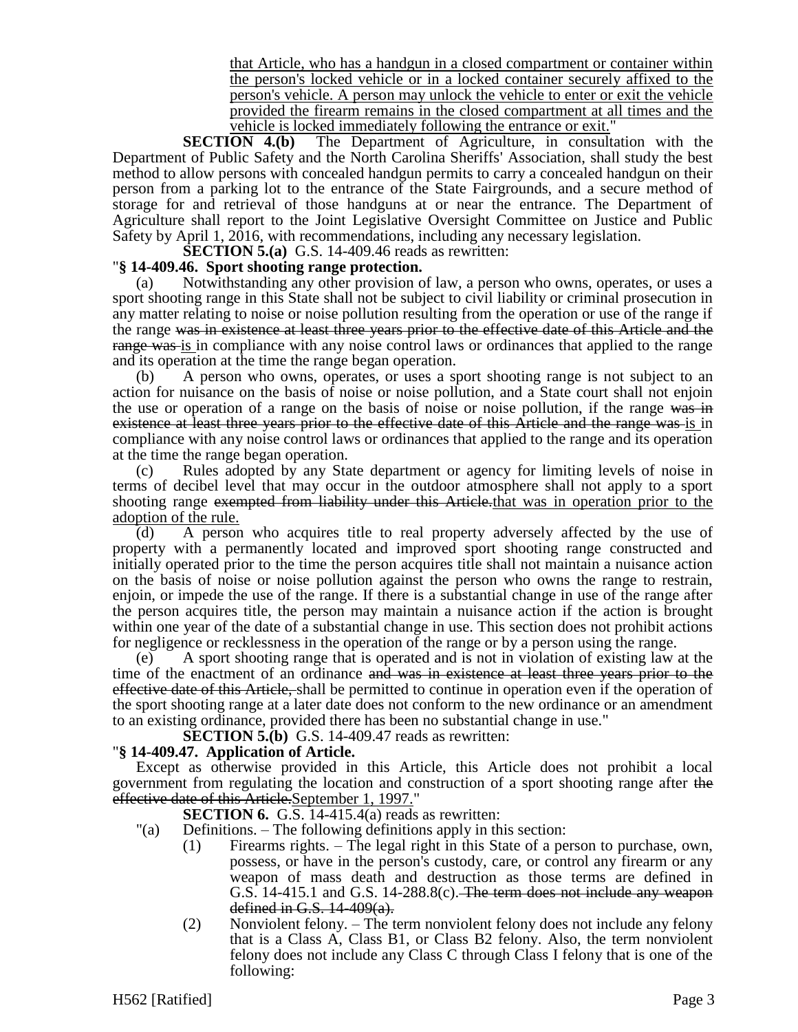that Article, who has a handgun in a closed compartment or container within the person's locked vehicle or in a locked container securely affixed to the person's vehicle. A person may unlock the vehicle to enter or exit the vehicle provided the firearm remains in the closed compartment at all times and the vehicle is locked immediately following the entrance or exit."

**SECTION 4.(b)** The Department of Agriculture, in consultation with the Department of Public Safety and the North Carolina Sheriffs' Association, shall study the best method to allow persons with concealed handgun permits to carry a concealed handgun on their person from a parking lot to the entrance of the State Fairgrounds, and a secure method of storage for and retrieval of those handguns at or near the entrance. The Department of Agriculture shall report to the Joint Legislative Oversight Committee on Justice and Public Safety by April 1, 2016, with recommendations, including any necessary legislation.

**SECTION 5.(a)** G.S. 14-409.46 reads as rewritten:

"**§ 14-409.46. Sport shooting range protection.**

(a) Notwithstanding any other provision of law, a person who owns, operates, or uses a sport shooting range in this State shall not be subject to civil liability or criminal prosecution in any matter relating to noise or noise pollution resulting from the operation or use of the range if the range ~~was in existence at least three years prior to the effective date of this Article and the range was~~ is in compliance with any noise control laws or ordinances that applied to the range and its operation at the time the range began operation.

(b) A person who owns, operates, or uses a sport shooting range is not subject to an action for nuisance on the basis of noise or noise pollution, and a State court shall not enjoin the use or operation of a range on the basis of noise or noise pollution, if the range ~~was in existence at least three years prior to the effective date of this Article and the range was~~ is in compliance with any noise control laws or ordinances that applied to the range and its operation at the time the range began operation.

(c) Rules adopted by any State department or agency for limiting levels of noise in terms of decibel level that may occur in the outdoor atmosphere shall not apply to a sport shooting range ~~exempted from liability under this Article.~~that was in operation prior to the adoption of the rule.

(d) A person who acquires title to real property adversely affected by the use of property with a permanently located and improved sport shooting range constructed and initially operated prior to the time the person acquires title shall not maintain a nuisance action on the basis of noise or noise pollution against the person who owns the range to restrain, enjoin, or impede the use of the range. If there is a substantial change in use of the range after the person acquires title, the person may maintain a nuisance action if the action is brought within one year of the date of a substantial change in use. This section does not prohibit actions for negligence or recklessness in the operation of the range or by a person using the range.

(e) A sport shooting range that is operated and is not in violation of existing law at the time of the enactment of an ordinance ~~and was in existence at least three years prior to the effective date of this Article,~~ shall be permitted to continue in operation even if the operation of the sport shooting range at a later date does not conform to the new ordinance or an amendment to an existing ordinance, provided there has been no substantial change in use."

**SECTION 5.(b)** G.S. 14-409.47 reads as rewritten:

"**§ 14-409.47. Application of Article.**

Except as otherwise provided in this Article, this Article does not prohibit a local government from regulating the location and construction of a sport shooting range after ~~the effective date of this Article.~~September 1, 1997."

**SECTION 6.** G.S. 14-415.4(a) reads as rewritten:

"(a) Definitions. – The following definitions apply in this section:

(1) Firearms rights. – The legal right in this State of a person to purchase, own, possess, or have in the person's custody, care, or control any firearm or any weapon of mass death and destruction as those terms are defined in G.S. 14-415.1 and G.S. 14-288.8(c). ~~The term does not include any weapon defined in G.S. 14-409(a).~~

(2) Nonviolent felony. – The term nonviolent felony does not include any felony that is a Class A, Class B1, or Class B2 felony. Also, the term nonviolent felony does not include any Class C through Class I felony that is one of the following: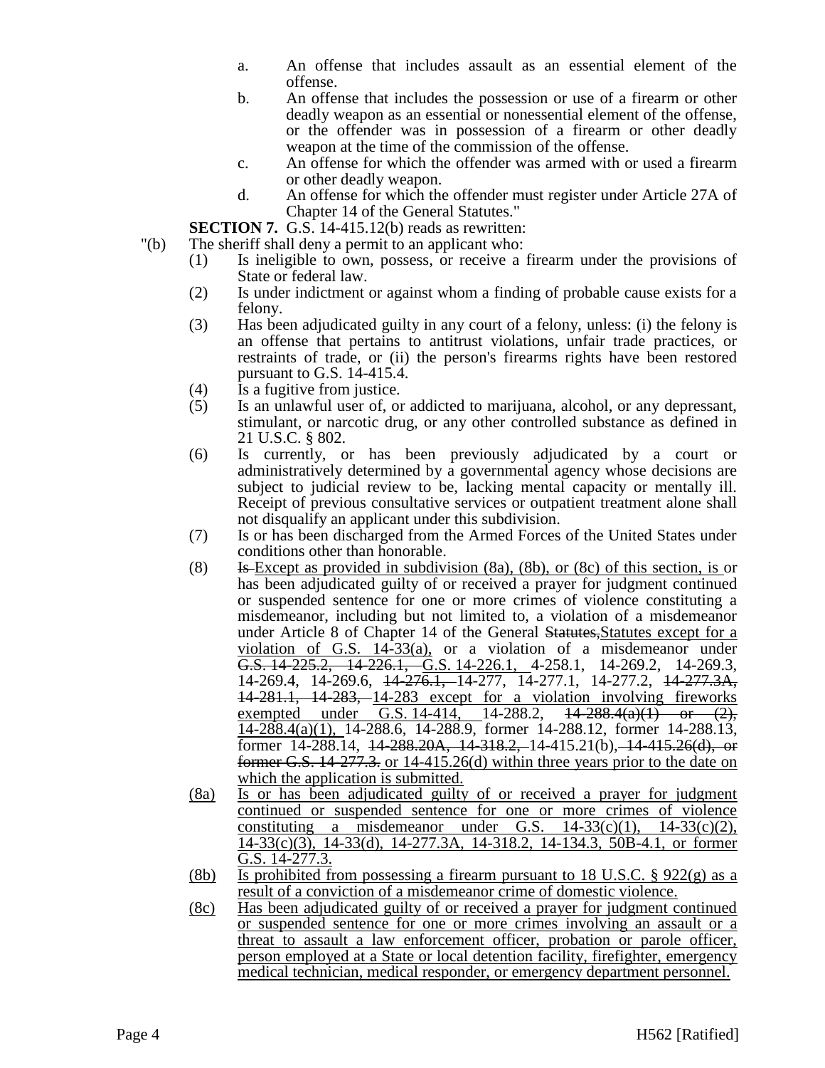a. An offense that includes assault as an essential element of the offense.

b. An offense that includes the possession or use of a firearm or other deadly weapon as an essential or nonessential element of the offense, or the offender was in possession of a firearm or other deadly weapon at the time of the commission of the offense.

c. An offense for which the offender was armed with or used a firearm or other deadly weapon.

d. An offense for which the offender must register under Article 27A of Chapter 14 of the General Statutes."

**SECTION 7.** G.S. 14-415.12(b) reads as rewritten:

"(b) The sheriff shall deny a permit to an applicant who:

(1) Is ineligible to own, possess, or receive a firearm under the provisions of State or federal law.

(2) Is under indictment or against whom a finding of probable cause exists for a felony.

(3) Has been adjudicated guilty in any court of a felony, unless: (i) the felony is an offense that pertains to antitrust violations, unfair trade practices, or restraints of trade, or (ii) the person's firearms rights have been restored pursuant to G.S. 14-415.4.

(4) Is a fugitive from justice.

(5) Is an unlawful user of, or addicted to marijuana, alcohol, or any depressant, stimulant, or narcotic drug, or any other controlled substance as defined in 21 U.S.C. § 802.

(6) Is currently, or has been previously adjudicated by a court or administratively determined by a governmental agency whose decisions are subject to judicial review to be, lacking mental capacity or mentally ill. Receipt of previous consultative services or outpatient treatment alone shall not disqualify an applicant under this subdivision.

(7) Is or has been discharged from the Armed Forces of the United States under conditions other than honorable.

(8) ~~Is~~ Except as provided in subdivision (8a), (8b), or (8c) of this section, is or has been adjudicated guilty of or received a prayer for judgment continued or suspended sentence for one or more crimes of violence constituting a misdemeanor, including but not limited to, a violation of a misdemeanor under Article 8 of Chapter 14 of the General ~~Statutes,~~Statutes except for a violation of G.S. 14-33(a), or a violation of a misdemeanor under ~~G.S. 14-225.2, 14-226.1,~~ G.S. 14-226.1, 4-258.1, 14-269.2, 14-269.3, 14-269.4, 14-269.6, ~~14-276.1,~~ 14-277, 14-277.1, 14-277.2, ~~14-277.3A, 14-281.1, 14-283,~~ 14-283 except for a violation involving fireworks exempted under G.S. 14-414, 14-288.2, ~~14-288.4(a)(1) or (2),~~ 14-288.4(a)(1), 14-288.6, 14-288.9, former 14-288.12, former 14-288.13, former 14-288.14, ~~14-288.20A, 14-318.2,~~ 14-415.21(b), ~~14-415.26(d), or former G.S. 14-277.3.~~ or 14-415.26(d) within three years prior to the date on which the application is submitted.

(8a) Is or has been adjudicated guilty of or received a prayer for judgment continued or suspended sentence for one or more crimes of violence constituting a misdemeanor under G.S. 14-33(c)(1), 14-33(c)(2), 14-33(c)(3), 14-33(d), 14-277.3A, 14-318.2, 14-134.3, 50B-4.1, or former G.S. 14-277.3.

(8b) Is prohibited from possessing a firearm pursuant to 18 U.S.C. § 922(g) as a result of a conviction of a misdemeanor crime of domestic violence.

(8c) Has been adjudicated guilty of or received a prayer for judgment continued or suspended sentence for one or more crimes involving an assault or a threat to assault a law enforcement officer, probation or parole officer, person employed at a State or local detention facility, firefighter, emergency medical technician, medical responder, or emergency department personnel.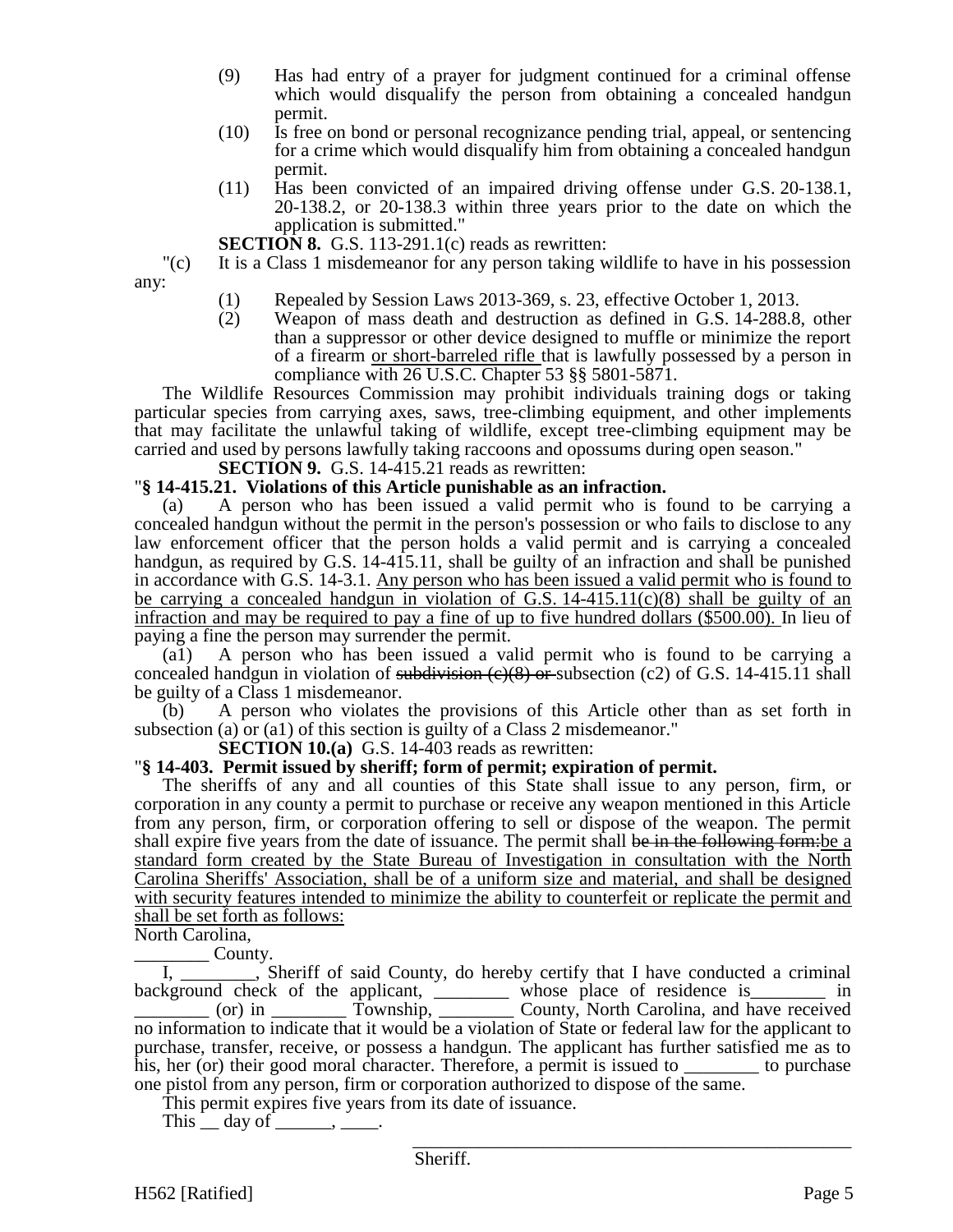(9) Has had entry of a prayer for judgment continued for a criminal offense which would disqualify the person from obtaining a concealed handgun permit.

(10) Is free on bond or personal recognizance pending trial, appeal, or sentencing for a crime which would disqualify him from obtaining a concealed handgun permit.

(11) Has been convicted of an impaired driving offense under G.S. 20-138.1, 20-138.2, or 20-138.3 within three years prior to the date on which the application is submitted."

**SECTION 8.** G.S. 113-291.1(c) reads as rewritten:

"(c) It is a Class 1 misdemeanor for any person taking wildlife to have in his possession any:

(1) Repealed by Session Laws 2013-369, s. 23, effective October 1, 2013.

(2) Weapon of mass death and destruction as defined in G.S. 14-288.8, other than a suppressor or other device designed to muffle or minimize the report of a firearm <u>or short-barreled rifle</u> that is lawfully possessed by a person in compliance with 26 U.S.C. Chapter 53 §§ 5801-5871.

The Wildlife Resources Commission may prohibit individuals training dogs or taking particular species from carrying axes, saws, tree-climbing equipment, and other implements that may facilitate the unlawful taking of wildlife, except tree-climbing equipment may be carried and used by persons lawfully taking raccoons and opossums during open season."

**SECTION 9.** G.S. 14-415.21 reads as rewritten:

"**§ 14-415.21. Violations of this Article punishable as an infraction.**

(a) A person who has been issued a valid permit who is found to be carrying a concealed handgun without the permit in the person's possession or who fails to disclose to any law enforcement officer that the person holds a valid permit and is carrying a concealed handgun, as required by G.S. 14-415.11, shall be guilty of an infraction and shall be punished in accordance with G.S. 14-3.1. <u>Any person who has been issued a valid permit who is found to be carrying a concealed handgun in violation of G.S. 14-415.11(c)(8) shall be guilty of an infraction and may be required to pay a fine of up to five hundred dollars ($500.00).</u> In lieu of paying a fine the person may surrender the permit.

(a1) A person who has been issued a valid permit who is found to be carrying a concealed handgun in violation of ~~subdivision (c)(8) or~~ subsection (c2) of G.S. 14-415.11 shall be guilty of a Class 1 misdemeanor.

(b) A person who violates the provisions of this Article other than as set forth in subsection (a) or (a1) of this section is guilty of a Class 2 misdemeanor."

**SECTION 10.(a)** G.S. 14-403 reads as rewritten:

"**§ 14-403. Permit issued by sheriff; form of permit; expiration of permit.**

The sheriffs of any and all counties of this State shall issue to any person, firm, or corporation in any county a permit to purchase or receive any weapon mentioned in this Article from any person, firm, or corporation offering to sell or dispose of the weapon. The permit shall expire five years from the date of issuance. The permit shall ~~be in the following form:~~<u>be a standard form created by the State Bureau of Investigation in consultation with the North Carolina Sheriffs' Association, shall be of a uniform size and material, and shall be designed with security features intended to minimize the ability to counterfeit or replicate the permit and shall be set forth as follows:</u>

North Carolina,

________ County.

I, ________, Sheriff of said County, do hereby certify that I have conducted a criminal background check of the applicant, ________ whose place of residence is________ in ________ (or) in ________ Township, ________ County, North Carolina, and have received no information to indicate that it would be a violation of State or federal law for the applicant to purchase, transfer, receive, or possess a handgun. The applicant has further satisfied me as to his, her (or) their good moral character. Therefore, a permit is issued to ________ to purchase one pistol from any person, firm or corporation authorized to dispose of the same.

This permit expires five years from its date of issuance.

This __ day of ______, ____.

________________________________________

Sheriff.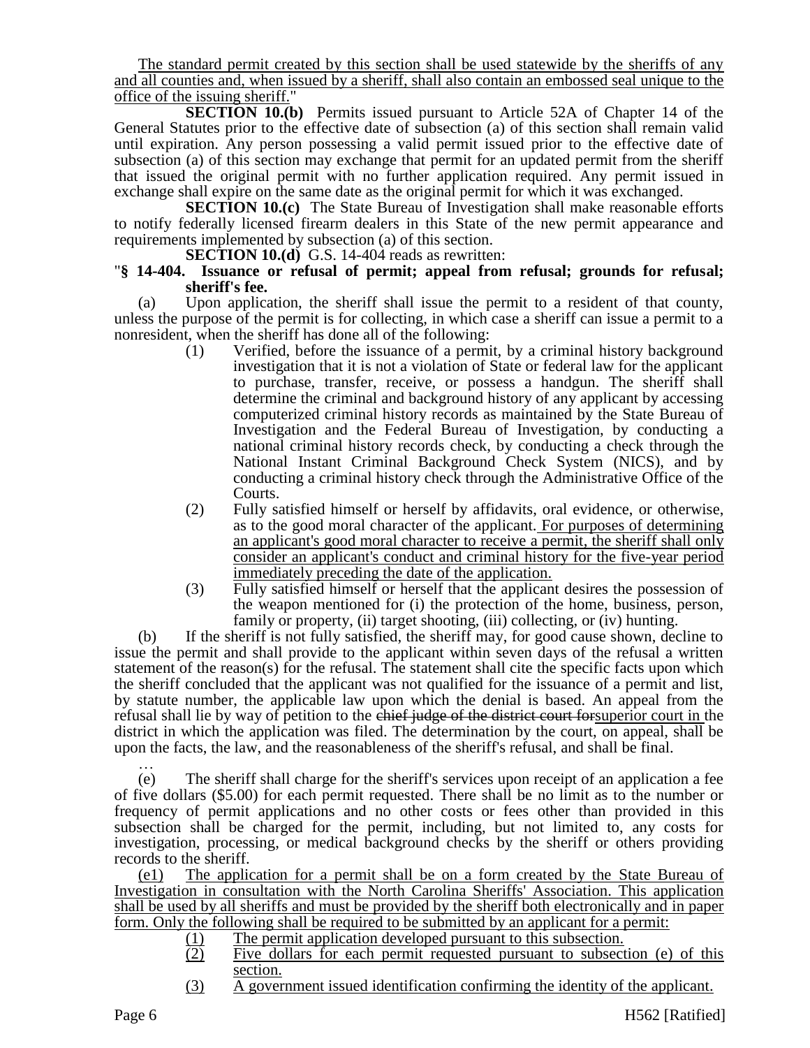The standard permit created by this section shall be used statewide by the sheriffs of any and all counties and, when issued by a sheriff, shall also contain an embossed seal unique to the office of the issuing sheriff."

**SECTION 10.(b)** Permits issued pursuant to Article 52A of Chapter 14 of the General Statutes prior to the effective date of subsection (a) of this section shall remain valid until expiration. Any person possessing a valid permit issued prior to the effective date of subsection (a) of this section may exchange that permit for an updated permit from the sheriff that issued the original permit with no further application required. Any permit issued in exchange shall expire on the same date as the original permit for which it was exchanged.

**SECTION 10.(c)** The State Bureau of Investigation shall make reasonable efforts to notify federally licensed firearm dealers in this State of the new permit appearance and requirements implemented by subsection (a) of this section.

**SECTION 10.(d)** G.S. 14-404 reads as rewritten:

"**§ 14-404. Issuance or refusal of permit; appeal from refusal; grounds for refusal; sheriff's fee.**

(a) Upon application, the sheriff shall issue the permit to a resident of that county, unless the purpose of the permit is for collecting, in which case a sheriff can issue a permit to a nonresident, when the sheriff has done all of the following:

(1) Verified, before the issuance of a permit, by a criminal history background investigation that it is not a violation of State or federal law for the applicant to purchase, transfer, receive, or possess a handgun. The sheriff shall determine the criminal and background history of any applicant by accessing computerized criminal history records as maintained by the State Bureau of Investigation and the Federal Bureau of Investigation, by conducting a national criminal history records check, by conducting a check through the National Instant Criminal Background Check System (NICS), and by conducting a criminal history check through the Administrative Office of the Courts.

(2) Fully satisfied himself or herself by affidavits, oral evidence, or otherwise, as to the good moral character of the applicant. For purposes of determining an applicant's good moral character to receive a permit, the sheriff shall only consider an applicant's conduct and criminal history for the five-year period immediately preceding the date of the application.

(3) Fully satisfied himself or herself that the applicant desires the possession of the weapon mentioned for (i) the protection of the home, business, person, family or property, (ii) target shooting, (iii) collecting, or (iv) hunting.

(b) If the sheriff is not fully satisfied, the sheriff may, for good cause shown, decline to issue the permit and shall provide to the applicant within seven days of the refusal a written statement of the reason(s) for the refusal. The statement shall cite the specific facts upon which the sheriff concluded that the applicant was not qualified for the issuance of a permit and list, by statute number, the applicable law upon which the denial is based. An appeal from the refusal shall lie by way of petition to the ~~chief judge of the district court for~~superior court in the district in which the application was filed. The determination by the court, on appeal, shall be upon the facts, the law, and the reasonableness of the sheriff's refusal, and shall be final.

…

(e) The sheriff shall charge for the sheriff's services upon receipt of an application a fee of five dollars ($5.00) for each permit requested. There shall be no limit as to the number or frequency of permit applications and no other costs or fees other than provided in this subsection shall be charged for the permit, including, but not limited to, any costs for investigation, processing, or medical background checks by the sheriff or others providing records to the sheriff.

(e1) The application for a permit shall be on a form created by the State Bureau of Investigation in consultation with the North Carolina Sheriffs' Association. This application shall be used by all sheriffs and must be provided by the sheriff both electronically and in paper form. Only the following shall be required to be submitted by an applicant for a permit:

(1) The permit application developed pursuant to this subsection.

(2) Five dollars for each permit requested pursuant to subsection (e) of this section.

(3) A government issued identification confirming the identity of the applicant.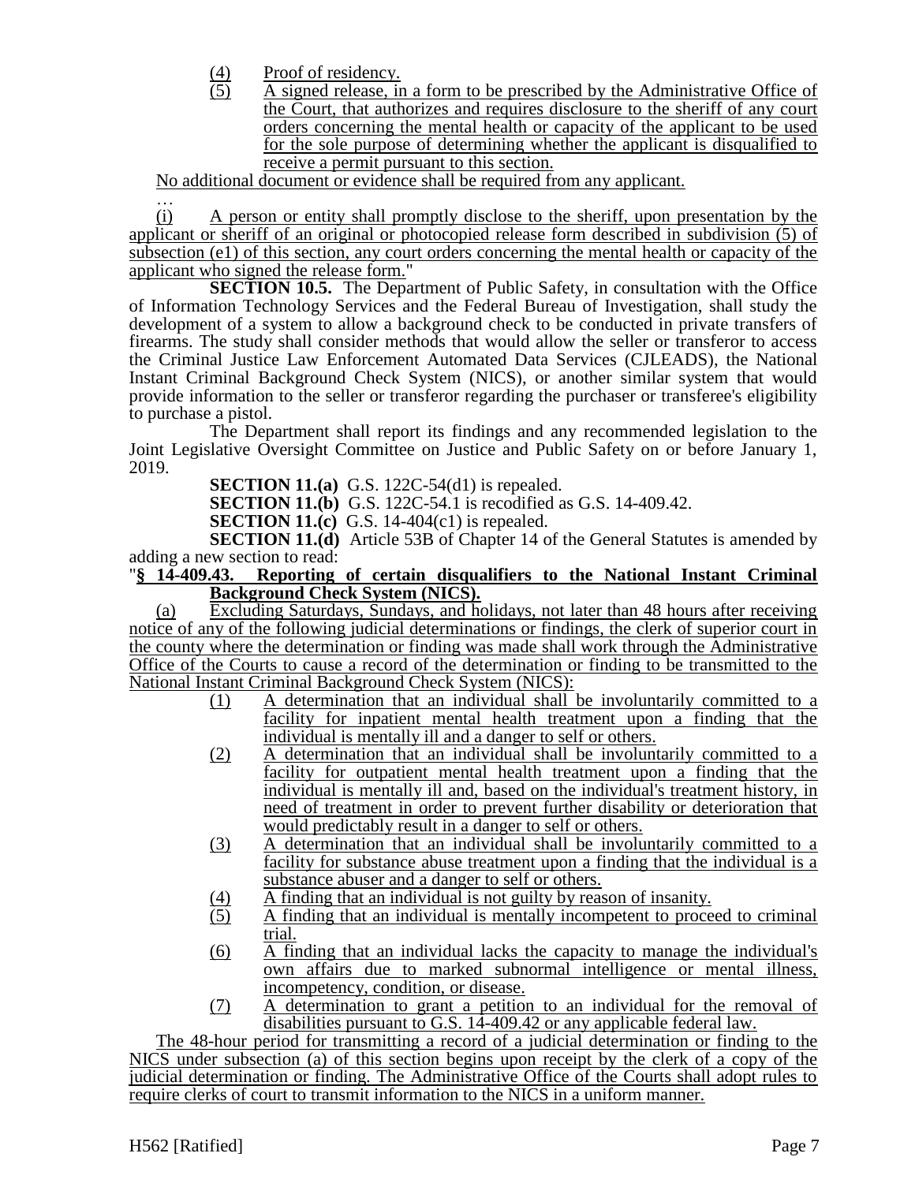(4) Proof of residency.

(5) A signed release, in a form to be prescribed by the Administrative Office of the Court, that authorizes and requires disclosure to the sheriff of any court orders concerning the mental health or capacity of the applicant to be used for the sole purpose of determining whether the applicant is disqualified to receive a permit pursuant to this section.

No additional document or evidence shall be required from any applicant.

…

(i) A person or entity shall promptly disclose to the sheriff, upon presentation by the applicant or sheriff of an original or photocopied release form described in subdivision (5) of subsection (e1) of this section, any court orders concerning the mental health or capacity of the applicant who signed the release form."

**SECTION 10.5.** The Department of Public Safety, in consultation with the Office of Information Technology Services and the Federal Bureau of Investigation, shall study the development of a system to allow a background check to be conducted in private transfers of firearms. The study shall consider methods that would allow the seller or transferor to access the Criminal Justice Law Enforcement Automated Data Services (CJLEADS), the National Instant Criminal Background Check System (NICS), or another similar system that would provide information to the seller or transferor regarding the purchaser or transferee's eligibility to purchase a pistol.

The Department shall report its findings and any recommended legislation to the Joint Legislative Oversight Committee on Justice and Public Safety on or before January 1, 2019.

**SECTION 11.(a)** G.S. 122C-54(d1) is repealed.

**SECTION 11.(b)** G.S. 122C-54.1 is recodified as G.S. 14-409.42.

**SECTION 11.(c)** G.S. 14-404(c1) is repealed.

**SECTION 11.(d)** Article 53B of Chapter 14 of the General Statutes is amended by adding a new section to read:

"**§ 14-409.43. Reporting of certain disqualifiers to the National Instant Criminal Background Check System (NICS).**

(a) Excluding Saturdays, Sundays, and holidays, not later than 48 hours after receiving notice of any of the following judicial determinations or findings, the clerk of superior court in the county where the determination or finding was made shall work through the Administrative Office of the Courts to cause a record of the determination or finding to be transmitted to the National Instant Criminal Background Check System (NICS):

(1) A determination that an individual shall be involuntarily committed to a facility for inpatient mental health treatment upon a finding that the individual is mentally ill and a danger to self or others.

(2) A determination that an individual shall be involuntarily committed to a facility for outpatient mental health treatment upon a finding that the individual is mentally ill and, based on the individual's treatment history, in need of treatment in order to prevent further disability or deterioration that would predictably result in a danger to self or others.

(3) A determination that an individual shall be involuntarily committed to a facility for substance abuse treatment upon a finding that the individual is a substance abuser and a danger to self or others.

(4) A finding that an individual is not guilty by reason of insanity.

(5) A finding that an individual is mentally incompetent to proceed to criminal trial.

(6) A finding that an individual lacks the capacity to manage the individual's own affairs due to marked subnormal intelligence or mental illness, incompetency, condition, or disease.

(7) A determination to grant a petition to an individual for the removal of disabilities pursuant to G.S. 14-409.42 or any applicable federal law.

The 48-hour period for transmitting a record of a judicial determination or finding to the NICS under subsection (a) of this section begins upon receipt by the clerk of a copy of the judicial determination or finding. The Administrative Office of the Courts shall adopt rules to require clerks of court to transmit information to the NICS in a uniform manner.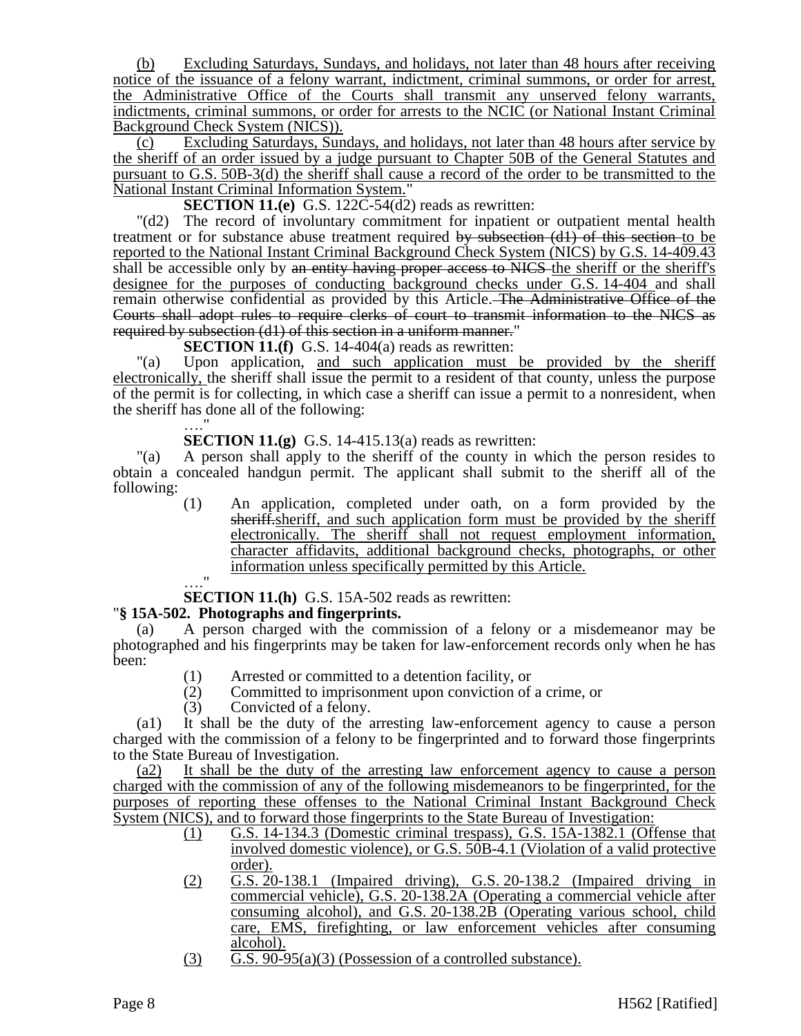(b) Excluding Saturdays, Sundays, and holidays, not later than 48 hours after receiving notice of the issuance of a felony warrant, indictment, criminal summons, or order for arrest, the Administrative Office of the Courts shall transmit any unserved felony warrants, indictments, criminal summons, or order for arrests to the NCIC (or National Instant Criminal Background Check System (NICS)).

(c) Excluding Saturdays, Sundays, and holidays, not later than 48 hours after service by the sheriff of an order issued by a judge pursuant to Chapter 50B of the General Statutes and pursuant to G.S. 50B-3(d) the sheriff shall cause a record of the order to be transmitted to the National Instant Criminal Information System."

**SECTION 11.(e)** G.S. 122C-54(d2) reads as rewritten:

"(d2) The record of involuntary commitment for inpatient or outpatient mental health treatment or for substance abuse treatment required ~~by subsection (d1) of this section~~ to be reported to the National Instant Criminal Background Check System (NICS) by G.S. 14-409.43 shall be accessible only by ~~an entity having proper access to NICS~~ the sheriff or the sheriff's designee for the purposes of conducting background checks under G.S. 14-404 and shall remain otherwise confidential as provided by this Article. ~~The Administrative Office of the Courts shall adopt rules to require clerks of court to transmit information to the NICS as required by subsection (d1) of this section in a uniform manner.~~"

**SECTION 11.(f)** G.S. 14-404(a) reads as rewritten:

"(a) Upon application, and such application must be provided by the sheriff electronically, the sheriff shall issue the permit to a resident of that county, unless the purpose of the permit is for collecting, in which case a sheriff can issue a permit to a nonresident, when the sheriff has done all of the following:

…."

**SECTION 11.(g)** G.S. 14-415.13(a) reads as rewritten:

"(a) A person shall apply to the sheriff of the county in which the person resides to obtain a concealed handgun permit. The applicant shall submit to the sheriff all of the following:

(1) An application, completed under oath, on a form provided by the ~~sheriff.~~sheriff, and such application form must be provided by the sheriff electronically. The sheriff shall not request employment information, character affidavits, additional background checks, photographs, or other information unless specifically permitted by this Article.

…."

**SECTION 11.(h)** G.S. 15A-502 reads as rewritten:

"**§ 15A-502. Photographs and fingerprints.**

(a) A person charged with the commission of a felony or a misdemeanor may be photographed and his fingerprints may be taken for law-enforcement records only when he has been:

(1) Arrested or committed to a detention facility, or
(2) Committed to imprisonment upon conviction of a crime, or
(3) Convicted of a felony.

(a1) It shall be the duty of the arresting law-enforcement agency to cause a person charged with the commission of a felony to be fingerprinted and to forward those fingerprints to the State Bureau of Investigation.

(a2) It shall be the duty of the arresting law enforcement agency to cause a person charged with the commission of any of the following misdemeanors to be fingerprinted, for the purposes of reporting these offenses to the National Criminal Instant Background Check System (NICS), and to forward those fingerprints to the State Bureau of Investigation:

(1) G.S. 14-134.3 (Domestic criminal trespass), G.S. 15A-1382.1 (Offense that involved domestic violence), or G.S. 50B-4.1 (Violation of a valid protective order).
(2) G.S. 20-138.1 (Impaired driving), G.S. 20-138.2 (Impaired driving in commercial vehicle), G.S. 20-138.2A (Operating a commercial vehicle after consuming alcohol), and G.S. 20-138.2B (Operating various school, child care, EMS, firefighting, or law enforcement vehicles after consuming alcohol).
(3) G.S. 90-95(a)(3) (Possession of a controlled substance).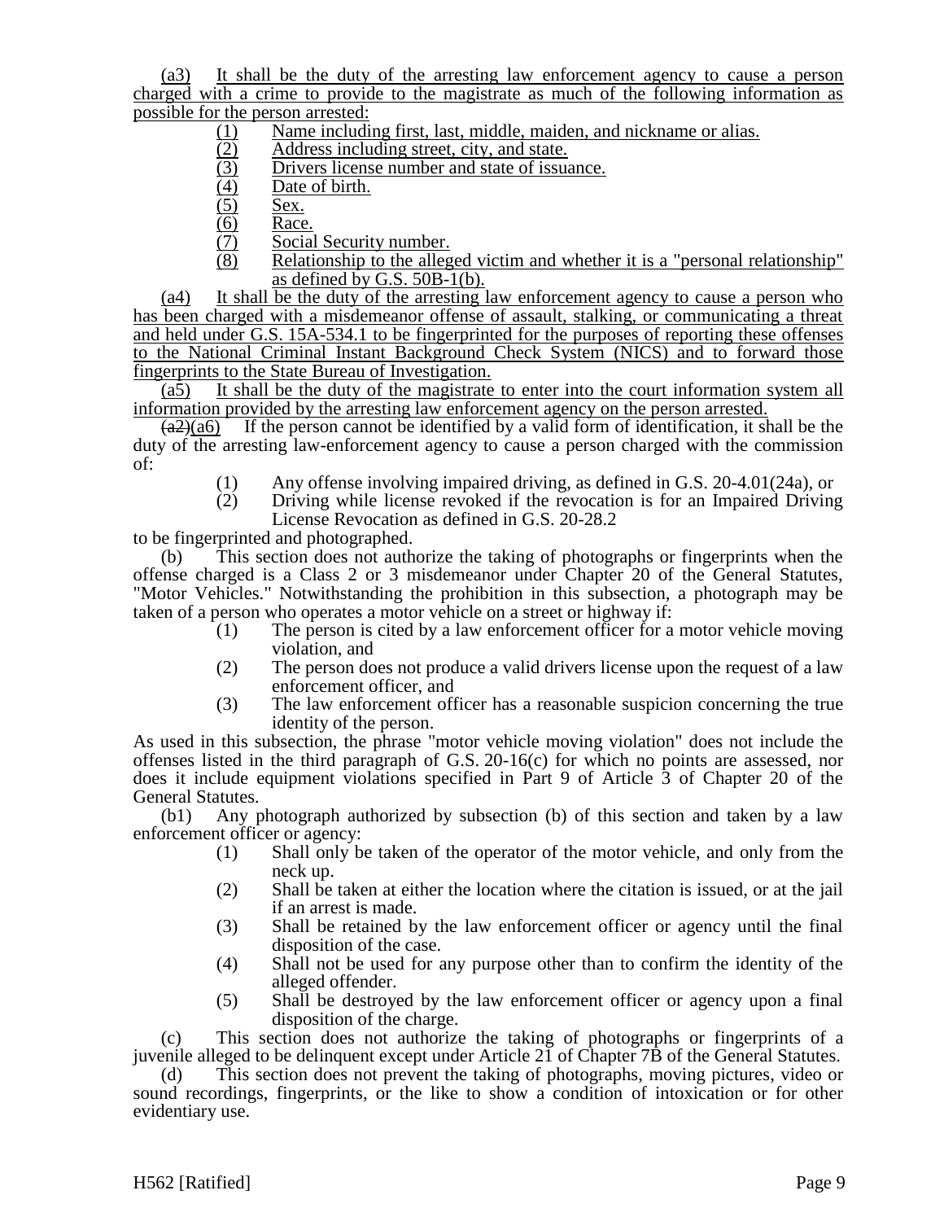(a3) It shall be the duty of the arresting law enforcement agency to cause a person charged with a crime to provide to the magistrate as much of the following information as possible for the person arrested:

(1) Name including first, last, middle, maiden, and nickname or alias.
(2) Address including street, city, and state.
(3) Drivers license number and state of issuance.
(4) Date of birth.
(5) Sex.
(6) Race.
(7) Social Security number.
(8) Relationship to the alleged victim and whether it is a "personal relationship" as defined by G.S. 50B-1(b).

(a4) It shall be the duty of the arresting law enforcement agency to cause a person who has been charged with a misdemeanor offense of assault, stalking, or communicating a threat and held under G.S. 15A-534.1 to be fingerprinted for the purposes of reporting these offenses to the National Criminal Instant Background Check System (NICS) and to forward those fingerprints to the State Bureau of Investigation.

(a5) It shall be the duty of the magistrate to enter into the court information system all information provided by the arresting law enforcement agency on the person arrested.

~~(a2)~~(a6) If the person cannot be identified by a valid form of identification, it shall be the duty of the arresting law-enforcement agency to cause a person charged with the commission of:

(1) Any offense involving impaired driving, as defined in G.S. 20-4.01(24a), or
(2) Driving while license revoked if the revocation is for an Impaired Driving License Revocation as defined in G.S. 20-28.2

to be fingerprinted and photographed.

(b) This section does not authorize the taking of photographs or fingerprints when the offense charged is a Class 2 or 3 misdemeanor under Chapter 20 of the General Statutes, "Motor Vehicles." Notwithstanding the prohibition in this subsection, a photograph may be taken of a person who operates a motor vehicle on a street or highway if:

(1) The person is cited by a law enforcement officer for a motor vehicle moving violation, and
(2) The person does not produce a valid drivers license upon the request of a law enforcement officer, and
(3) The law enforcement officer has a reasonable suspicion concerning the true identity of the person.

As used in this subsection, the phrase "motor vehicle moving violation" does not include the offenses listed in the third paragraph of G.S. 20-16(c) for which no points are assessed, nor does it include equipment violations specified in Part 9 of Article 3 of Chapter 20 of the General Statutes.

(b1) Any photograph authorized by subsection (b) of this section and taken by a law enforcement officer or agency:

(1) Shall only be taken of the operator of the motor vehicle, and only from the neck up.
(2) Shall be taken at either the location where the citation is issued, or at the jail if an arrest is made.
(3) Shall be retained by the law enforcement officer or agency until the final disposition of the case.
(4) Shall not be used for any purpose other than to confirm the identity of the alleged offender.
(5) Shall be destroyed by the law enforcement officer or agency upon a final disposition of the charge.

(c) This section does not authorize the taking of photographs or fingerprints of a juvenile alleged to be delinquent except under Article 21 of Chapter 7B of the General Statutes.

(d) This section does not prevent the taking of photographs, moving pictures, video or sound recordings, fingerprints, or the like to show a condition of intoxication or for other evidentiary use.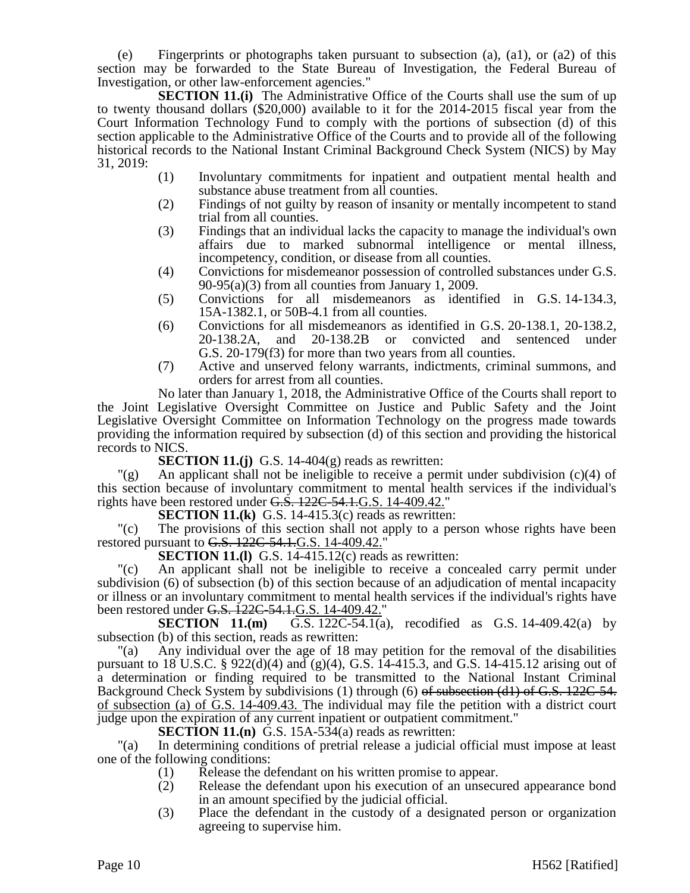(e) Fingerprints or photographs taken pursuant to subsection (a), (a1), or (a2) of this section may be forwarded to the State Bureau of Investigation, the Federal Bureau of Investigation, or other law-enforcement agencies."

**SECTION 11.(i)** The Administrative Office of the Courts shall use the sum of up to twenty thousand dollars ($20,000) available to it for the 2014-2015 fiscal year from the Court Information Technology Fund to comply with the portions of subsection (d) of this section applicable to the Administrative Office of the Courts and to provide all of the following historical records to the National Instant Criminal Background Check System (NICS) by May 31, 2019:

(1) Involuntary commitments for inpatient and outpatient mental health and substance abuse treatment from all counties.

(2) Findings of not guilty by reason of insanity or mentally incompetent to stand trial from all counties.

(3) Findings that an individual lacks the capacity to manage the individual's own affairs due to marked subnormal intelligence or mental illness, incompetency, condition, or disease from all counties.

(4) Convictions for misdemeanor possession of controlled substances under G.S. 90-95(a)(3) from all counties from January 1, 2009.

(5) Convictions for all misdemeanors as identified in G.S. 14-134.3, 15A-1382.1, or 50B-4.1 from all counties.

(6) Convictions for all misdemeanors as identified in G.S. 20-138.1, 20-138.2, 20-138.2A, and 20-138.2B or convicted and sentenced under G.S. 20-179(f3) for more than two years from all counties.

(7) Active and unserved felony warrants, indictments, criminal summons, and orders for arrest from all counties.

No later than January 1, 2018, the Administrative Office of the Courts shall report to the Joint Legislative Oversight Committee on Justice and Public Safety and the Joint Legislative Oversight Committee on Information Technology on the progress made towards providing the information required by subsection (d) of this section and providing the historical records to NICS.

**SECTION 11.(j)** G.S. 14-404(g) reads as rewritten:

"(g) An applicant shall not be ineligible to receive a permit under subdivision (c)(4) of this section because of involuntary commitment to mental health services if the individual's rights have been restored under ~~G.S. 122C-54.1.~~G.S. 14-409.42."

**SECTION 11.(k)** G.S. 14-415.3(c) reads as rewritten:

"(c) The provisions of this section shall not apply to a person whose rights have been restored pursuant to ~~G.S. 122C-54.1.~~G.S. 14-409.42."

**SECTION 11.(l)** G.S. 14-415.12(c) reads as rewritten:

"(c) An applicant shall not be ineligible to receive a concealed carry permit under subdivision (6) of subsection (b) of this section because of an adjudication of mental incapacity or illness or an involuntary commitment to mental health services if the individual's rights have been restored under ~~G.S. 122C-54.1.~~G.S. 14-409.42."

**SECTION 11.(m)** G.S. 122C-54.1(a), recodified as G.S. 14-409.42(a) by subsection (b) of this section, reads as rewritten:

"(a) Any individual over the age of 18 may petition for the removal of the disabilities pursuant to 18 U.S.C. § 922(d)(4) and (g)(4), G.S. 14-415.3, and G.S. 14-415.12 arising out of a determination or finding required to be transmitted to the National Instant Criminal Background Check System by subdivisions (1) through (6) ~~of subsection (d1) of G.S. 122C-54.~~ of subsection (a) of G.S. 14-409.43. The individual may file the petition with a district court judge upon the expiration of any current inpatient or outpatient commitment."

**SECTION 11.(n)** G.S. 15A-534(a) reads as rewritten:

"(a) In determining conditions of pretrial release a judicial official must impose at least one of the following conditions:

(1) Release the defendant on his written promise to appear.

(2) Release the defendant upon his execution of an unsecured appearance bond in an amount specified by the judicial official.

(3) Place the defendant in the custody of a designated person or organization agreeing to supervise him.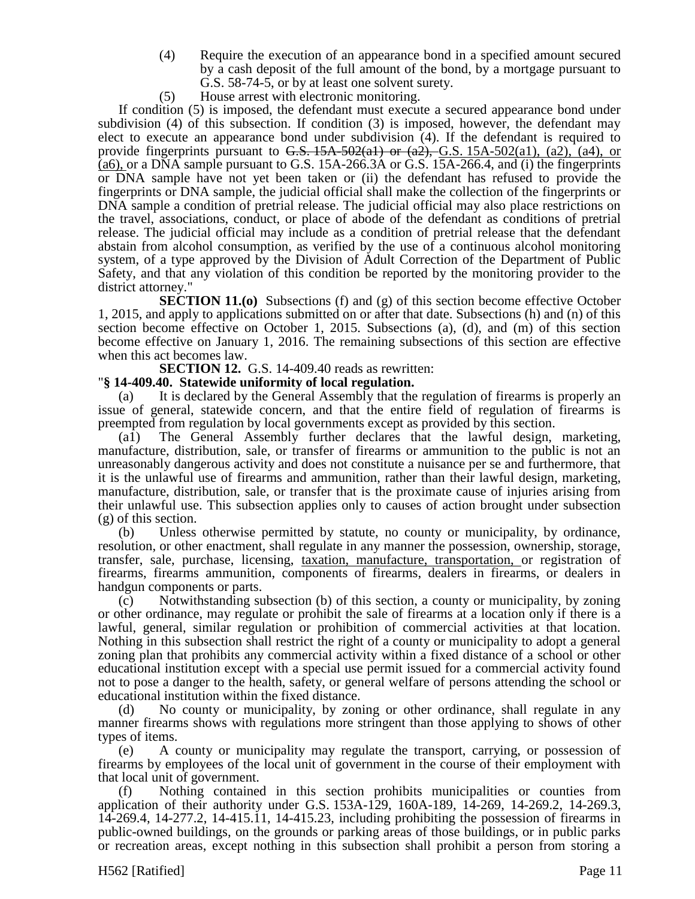(4) Require the execution of an appearance bond in a specified amount secured by a cash deposit of the full amount of the bond, by a mortgage pursuant to G.S. 58-74-5, or by at least one solvent surety.

(5) House arrest with electronic monitoring.

If condition (5) is imposed, the defendant must execute a secured appearance bond under subdivision (4) of this subsection. If condition (3) is imposed, however, the defendant may elect to execute an appearance bond under subdivision (4). If the defendant is required to provide fingerprints pursuant to ~~G.S. 15A-502(a1) or (a2),~~ G.S. 15A-502(a1), (a2), (a4), or (a6), or a DNA sample pursuant to G.S. 15A-266.3A or G.S. 15A-266.4, and (i) the fingerprints or DNA sample have not yet been taken or (ii) the defendant has refused to provide the fingerprints or DNA sample, the judicial official shall make the collection of the fingerprints or DNA sample a condition of pretrial release. The judicial official may also place restrictions on the travel, associations, conduct, or place of abode of the defendant as conditions of pretrial release. The judicial official may include as a condition of pretrial release that the defendant abstain from alcohol consumption, as verified by the use of a continuous alcohol monitoring system, of a type approved by the Division of Adult Correction of the Department of Public Safety, and that any violation of this condition be reported by the monitoring provider to the district attorney."

**SECTION 11.(o)** Subsections (f) and (g) of this section become effective October 1, 2015, and apply to applications submitted on or after that date. Subsections (h) and (n) of this section become effective on October 1, 2015. Subsections (a), (d), and (m) of this section become effective on January 1, 2016. The remaining subsections of this section are effective when this act becomes law.

**SECTION 12.** G.S. 14-409.40 reads as rewritten:

"**§ 14-409.40. Statewide uniformity of local regulation.**

(a) It is declared by the General Assembly that the regulation of firearms is properly an issue of general, statewide concern, and that the entire field of regulation of firearms is preempted from regulation by local governments except as provided by this section.

(a1) The General Assembly further declares that the lawful design, marketing, manufacture, distribution, sale, or transfer of firearms or ammunition to the public is not an unreasonably dangerous activity and does not constitute a nuisance per se and furthermore, that it is the unlawful use of firearms and ammunition, rather than their lawful design, marketing, manufacture, distribution, sale, or transfer that is the proximate cause of injuries arising from their unlawful use. This subsection applies only to causes of action brought under subsection (g) of this section.

(b) Unless otherwise permitted by statute, no county or municipality, by ordinance, resolution, or other enactment, shall regulate in any manner the possession, ownership, storage, transfer, sale, purchase, licensing, taxation, manufacture, transportation, or registration of firearms, firearms ammunition, components of firearms, dealers in firearms, or dealers in handgun components or parts.

(c) Notwithstanding subsection (b) of this section, a county or municipality, by zoning or other ordinance, may regulate or prohibit the sale of firearms at a location only if there is a lawful, general, similar regulation or prohibition of commercial activities at that location. Nothing in this subsection shall restrict the right of a county or municipality to adopt a general zoning plan that prohibits any commercial activity within a fixed distance of a school or other educational institution except with a special use permit issued for a commercial activity found not to pose a danger to the health, safety, or general welfare of persons attending the school or educational institution within the fixed distance.

(d) No county or municipality, by zoning or other ordinance, shall regulate in any manner firearms shows with regulations more stringent than those applying to shows of other types of items.

(e) A county or municipality may regulate the transport, carrying, or possession of firearms by employees of the local unit of government in the course of their employment with that local unit of government.

(f) Nothing contained in this section prohibits municipalities or counties from application of their authority under G.S. 153A-129, 160A-189, 14-269, 14-269.2, 14-269.3, 14-269.4, 14-277.2, 14-415.11, 14-415.23, including prohibiting the possession of firearms in public-owned buildings, on the grounds or parking areas of those buildings, or in public parks or recreation areas, except nothing in this subsection shall prohibit a person from storing a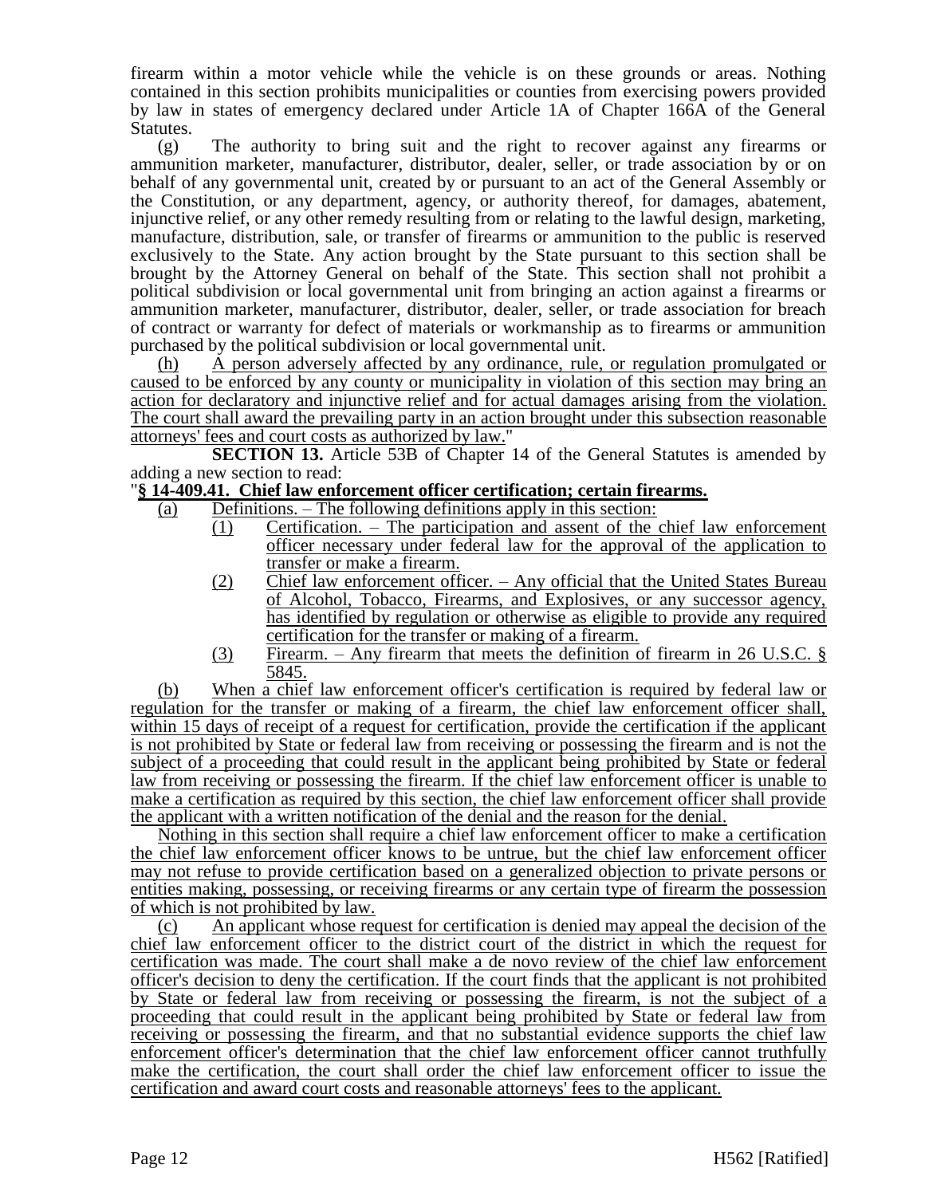firearm within a motor vehicle while the vehicle is on these grounds or areas. Nothing contained in this section prohibits municipalities or counties from exercising powers provided by law in states of emergency declared under Article 1A of Chapter 166A of the General Statutes.

(g) The authority to bring suit and the right to recover against any firearms or ammunition marketer, manufacturer, distributor, dealer, seller, or trade association by or on behalf of any governmental unit, created by or pursuant to an act of the General Assembly or the Constitution, or any department, agency, or authority thereof, for damages, abatement, injunctive relief, or any other remedy resulting from or relating to the lawful design, marketing, manufacture, distribution, sale, or transfer of firearms or ammunition to the public is reserved exclusively to the State. Any action brought by the State pursuant to this section shall be brought by the Attorney General on behalf of the State. This section shall not prohibit a political subdivision or local governmental unit from bringing an action against a firearms or ammunition marketer, manufacturer, distributor, dealer, seller, or trade association for breach of contract or warranty for defect of materials or workmanship as to firearms or ammunition purchased by the political subdivision or local governmental unit.

<u>(h) A person adversely affected by any ordinance, rule, or regulation promulgated or caused to be enforced by any county or municipality in violation of this section may bring an action for declaratory and injunctive relief and for actual damages arising from the violation. The court shall award the prevailing party in an action brought under this subsection reasonable attorneys' fees and court costs as authorized by law.</u>"

**SECTION 13.** Article 53B of Chapter 14 of the General Statutes is amended by adding a new section to read:

"**<u>§ 14-409.41. Chief law enforcement officer certification; certain firearms.</u>**

<u>(a) Definitions. – The following definitions apply in this section:</u>

<u>(1) Certification. – The participation and assent of the chief law enforcement officer necessary under federal law for the approval of the application to transfer or make a firearm.</u>

<u>(2) Chief law enforcement officer. – Any official that the United States Bureau of Alcohol, Tobacco, Firearms, and Explosives, or any successor agency, has identified by regulation or otherwise as eligible to provide any required certification for the transfer or making of a firearm.</u>

<u>(3) Firearm. – Any firearm that meets the definition of firearm in 26 U.S.C. § 5845.</u>

<u>(b) When a chief law enforcement officer's certification is required by federal law or regulation for the transfer or making of a firearm, the chief law enforcement officer shall, within 15 days of receipt of a request for certification, provide the certification if the applicant is not prohibited by State or federal law from receiving or possessing the firearm and is not the subject of a proceeding that could result in the applicant being prohibited by State or federal law from receiving or possessing the firearm. If the chief law enforcement officer is unable to make a certification as required by this section, the chief law enforcement officer shall provide the applicant with a written notification of the denial and the reason for the denial.</u>

<u>Nothing in this section shall require a chief law enforcement officer to make a certification the chief law enforcement officer knows to be untrue, but the chief law enforcement officer may not refuse to provide certification based on a generalized objection to private persons or entities making, possessing, or receiving firearms or any certain type of firearm the possession of which is not prohibited by law.</u>

<u>(c) An applicant whose request for certification is denied may appeal the decision of the chief law enforcement officer to the district court of the district in which the request for certification was made. The court shall make a de novo review of the chief law enforcement officer's decision to deny the certification. If the court finds that the applicant is not prohibited by State or federal law from receiving or possessing the firearm, is not the subject of a proceeding that could result in the applicant being prohibited by State or federal law from receiving or possessing the firearm, and that no substantial evidence supports the chief law enforcement officer's determination that the chief law enforcement officer cannot truthfully make the certification, the court shall order the chief law enforcement officer to issue the certification and award court costs and reasonable attorneys' fees to the applicant.</u>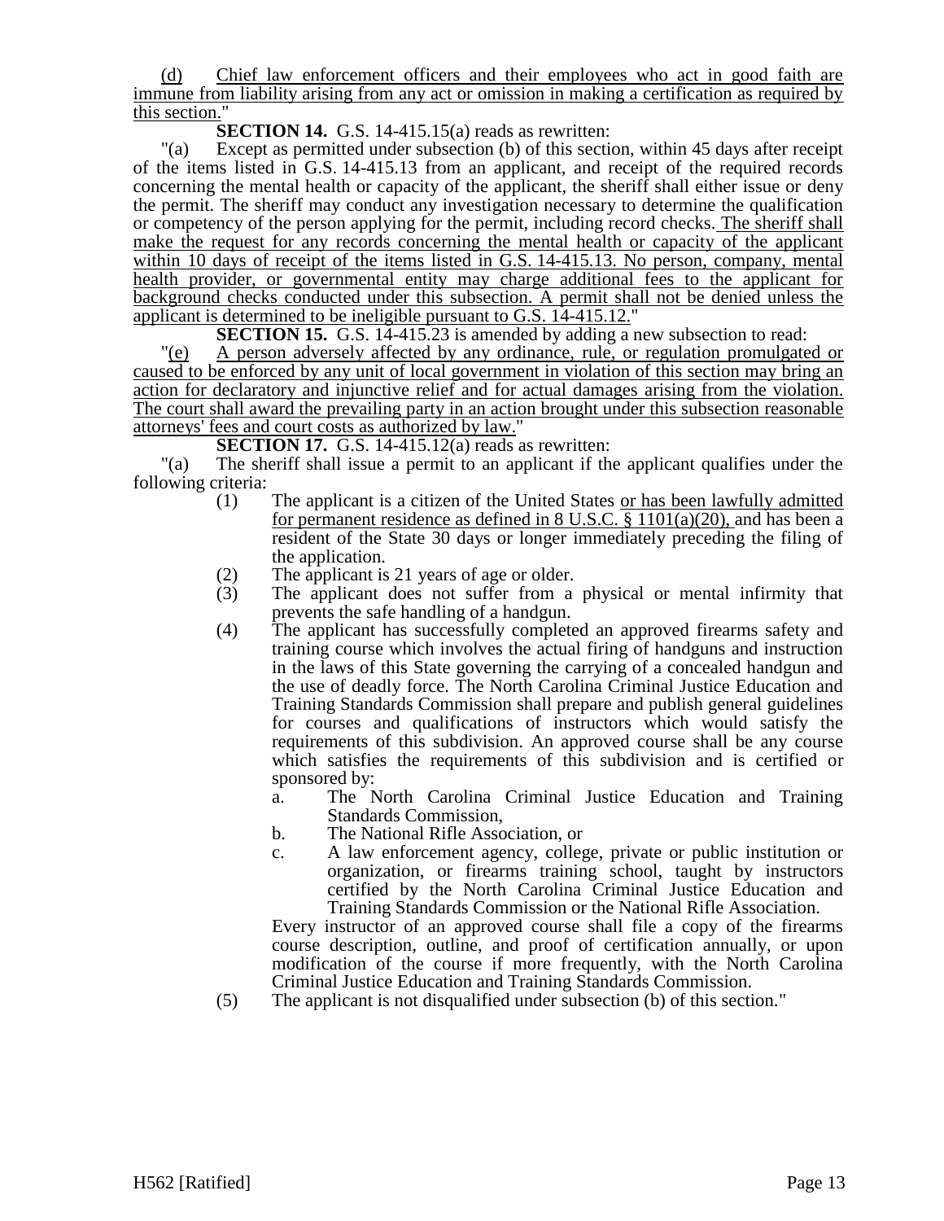(d) Chief law enforcement officers and their employees who act in good faith are immune from liability arising from any act or omission in making a certification as required by this section."

**SECTION 14.** G.S. 14-415.15(a) reads as rewritten:

"(a) Except as permitted under subsection (b) of this section, within 45 days after receipt of the items listed in G.S. 14-415.13 from an applicant, and receipt of the required records concerning the mental health or capacity of the applicant, the sheriff shall either issue or deny the permit. The sheriff may conduct any investigation necessary to determine the qualification or competency of the person applying for the permit, including record checks. The sheriff shall make the request for any records concerning the mental health or capacity of the applicant within 10 days of receipt of the items listed in G.S. 14-415.13. No person, company, mental health provider, or governmental entity may charge additional fees to the applicant for background checks conducted under this subsection. A permit shall not be denied unless the applicant is determined to be ineligible pursuant to G.S. 14-415.12."

**SECTION 15.** G.S. 14-415.23 is amended by adding a new subsection to read:

"(e) A person adversely affected by any ordinance, rule, or regulation promulgated or caused to be enforced by any unit of local government in violation of this section may bring an action for declaratory and injunctive relief and for actual damages arising from the violation. The court shall award the prevailing party in an action brought under this subsection reasonable attorneys' fees and court costs as authorized by law."

**SECTION 17.** G.S. 14-415.12(a) reads as rewritten:

"(a) The sheriff shall issue a permit to an applicant if the applicant qualifies under the following criteria:

(1) The applicant is a citizen of the United States or has been lawfully admitted for permanent residence as defined in 8 U.S.C. § 1101(a)(20), and has been a resident of the State 30 days or longer immediately preceding the filing of the application.

(2) The applicant is 21 years of age or older.

(3) The applicant does not suffer from a physical or mental infirmity that prevents the safe handling of a handgun.

(4) The applicant has successfully completed an approved firearms safety and training course which involves the actual firing of handguns and instruction in the laws of this State governing the carrying of a concealed handgun and the use of deadly force. The North Carolina Criminal Justice Education and Training Standards Commission shall prepare and publish general guidelines for courses and qualifications of instructors which would satisfy the requirements of this subdivision. An approved course shall be any course which satisfies the requirements of this subdivision and is certified or sponsored by:

a. The North Carolina Criminal Justice Education and Training Standards Commission,

b. The National Rifle Association, or

c. A law enforcement agency, college, private or public institution or organization, or firearms training school, taught by instructors certified by the North Carolina Criminal Justice Education and Training Standards Commission or the National Rifle Association.

Every instructor of an approved course shall file a copy of the firearms course description, outline, and proof of certification annually, or upon modification of the course if more frequently, with the North Carolina Criminal Justice Education and Training Standards Commission.

(5) The applicant is not disqualified under subsection (b) of this section."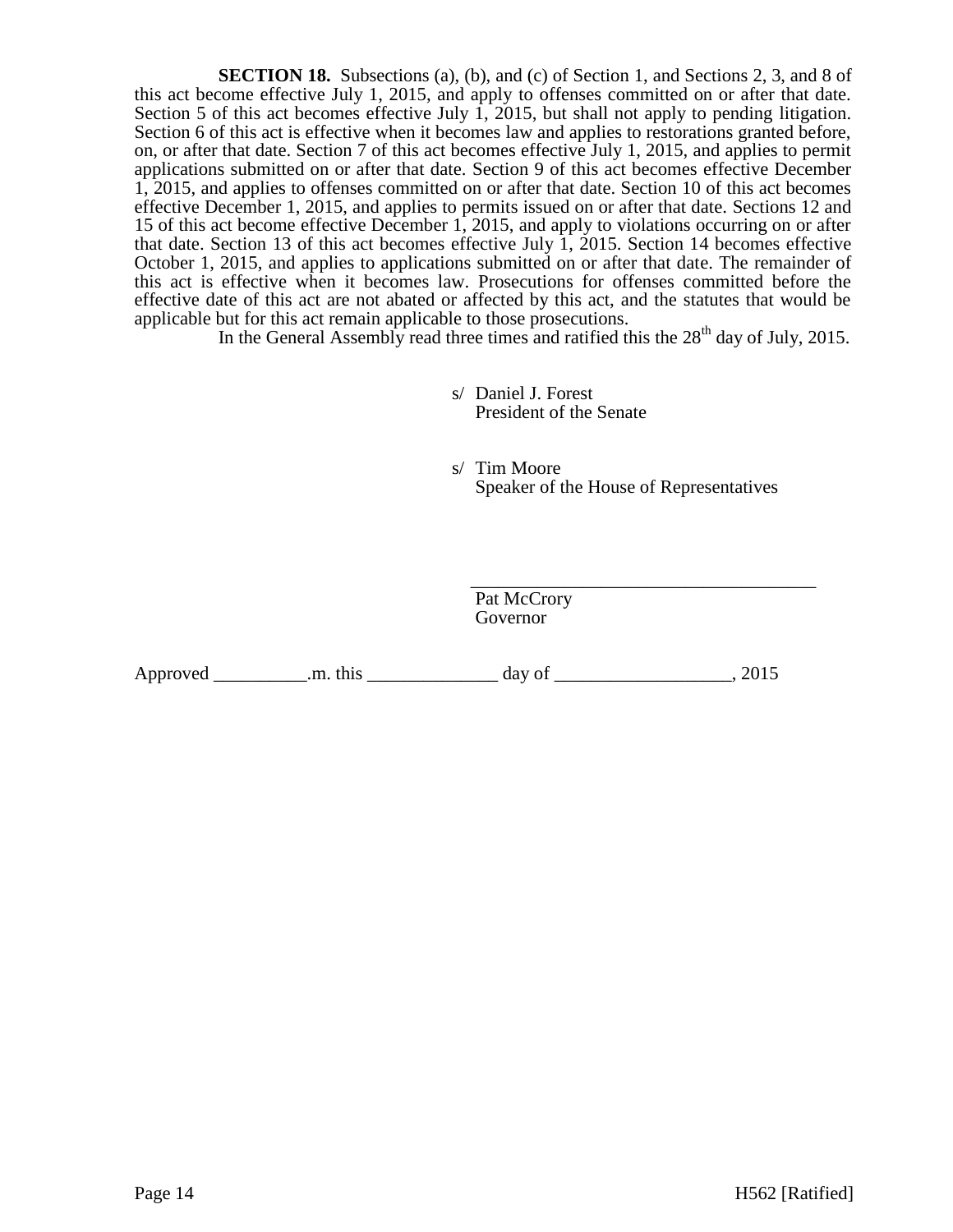**SECTION 18.** Subsections (a), (b), and (c) of Section 1, and Sections 2, 3, and 8 of this act become effective July 1, 2015, and apply to offenses committed on or after that date. Section 5 of this act becomes effective July 1, 2015, but shall not apply to pending litigation. Section 6 of this act is effective when it becomes law and applies to restorations granted before, on, or after that date. Section 7 of this act becomes effective July 1, 2015, and applies to permit applications submitted on or after that date. Section 9 of this act becomes effective December 1, 2015, and applies to offenses committed on or after that date. Section 10 of this act becomes effective December 1, 2015, and applies to permits issued on or after that date. Sections 12 and 15 of this act become effective December 1, 2015, and apply to violations occurring on or after that date. Section 13 of this act becomes effective July 1, 2015. Section 14 becomes effective October 1, 2015, and applies to applications submitted on or after that date. The remainder of this act is effective when it becomes law. Prosecutions for offenses committed before the effective date of this act are not abated or affected by this act, and the statutes that would be applicable but for this act remain applicable to those prosecutions.

In the General Assembly read three times and ratified this the 28th day of July, 2015.

s/ Daniel J. Forest
President of the Senate

s/ Tim Moore
Speaker of the House of Representatives

_______________________________________
Pat McCrory
Governor

Approved __________.m. this ______________ day of ___________________, 2015